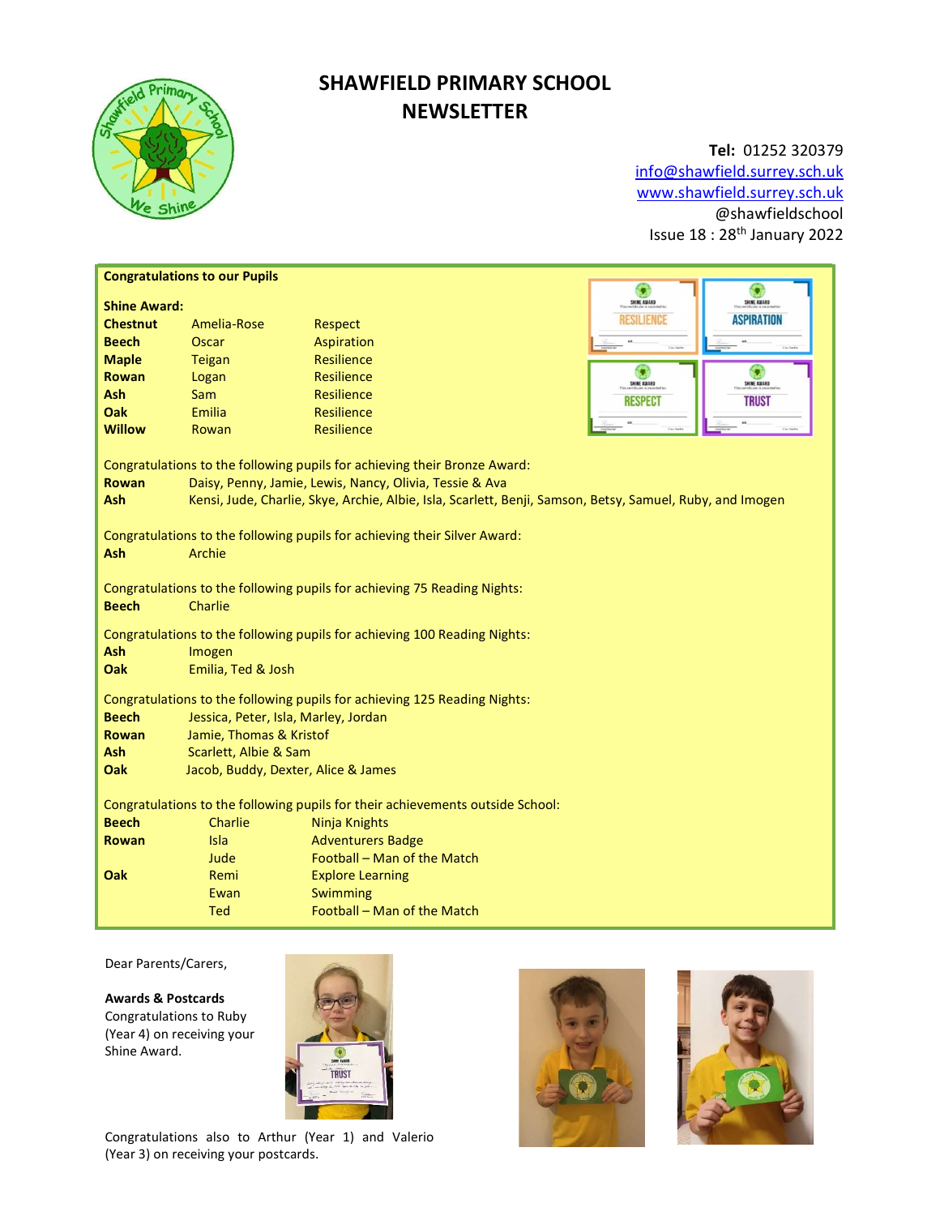# SHAWFIELD PRIMARY SCHOOL NEWSLETTER

**Tel:** 01252 320379
info@shawfield.surrey.sch.uk
www.shawfield.surrey.sch.uk
@shawfieldschool
Issue 18 : 28th January 2022

**Congratulations to our Pupils**

**Shine Award:**

| | | |
|---|---|---|
| **Chestnut** | Amelia-Rose | Respect |
| **Beech** | Oscar | Aspiration |
| **Maple** | Teigan | Resilience |
| **Rowan** | Logan | Resilience |
| **Ash** | Sam | Resilience |
| **Oak** | Emilia | Resilience |
| **Willow** | Rowan | Resilience |

Congratulations to the following pupils for achieving their Bronze Award:

**Rowan** Daisy, Penny, Jamie, Lewis, Nancy, Olivia, Tessie & Ava
**Ash** Kensi, Jude, Charlie, Skye, Archie, Albie, Isla, Scarlett, Benji, Samson, Betsy, Samuel, Ruby, and Imogen

Congratulations to the following pupils for achieving their Silver Award:

**Ash** Archie

Congratulations to the following pupils for achieving 75 Reading Nights:

**Beech** Charlie

Congratulations to the following pupils for achieving 100 Reading Nights:

**Ash** Imogen
**Oak** Emilia, Ted & Josh

Congratulations to the following pupils for achieving 125 Reading Nights:

**Beech** Jessica, Peter, Isla, Marley, Jordan
**Rowan** Jamie, Thomas & Kristof
**Ash** Scarlett, Albie & Sam
**Oak** Jacob, Buddy, Dexter, Alice & James

Congratulations to the following pupils for their achievements outside School:

| | | |
|---|---|---|
| **Beech** | Charlie | Ninja Knights |
| **Rowan** | Isla | Adventurers Badge |
| | Jude | Football – Man of the Match |
| **Oak** | Remi | Explore Learning |
| | Ewan | Swimming |
| | Ted | Football – Man of the Match |

Dear Parents/Carers,

**Awards & Postcards**

Congratulations to Ruby (Year 4) on receiving your Shine Award.

Congratulations also to Arthur (Year 1) and Valerio (Year 3) on receiving your postcards.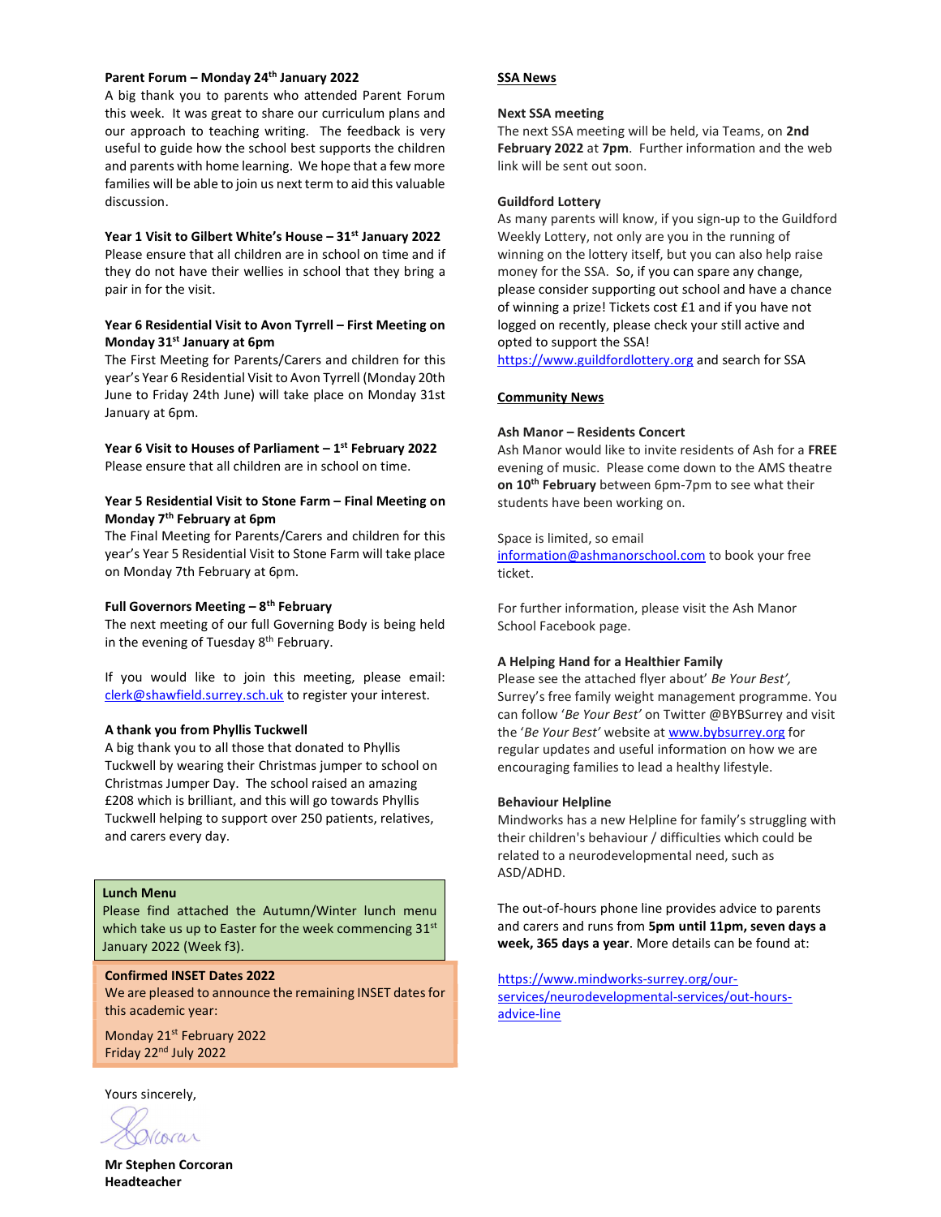**Parent Forum – Monday 24th January 2022**

A big thank you to parents who attended Parent Forum this week. It was great to share our curriculum plans and our approach to teaching writing. The feedback is very useful to guide how the school best supports the children and parents with home learning. We hope that a few more families will be able to join us next term to aid this valuable discussion.

**Year 1 Visit to Gilbert White's House – 31st January 2022**

Please ensure that all children are in school on time and if they do not have their wellies in school that they bring a pair in for the visit.

**Year 6 Residential Visit to Avon Tyrrell – First Meeting on Monday 31st January at 6pm**

The First Meeting for Parents/Carers and children for this year's Year 6 Residential Visit to Avon Tyrrell (Monday 20th June to Friday 24th June) will take place on Monday 31st January at 6pm.

**Year 6 Visit to Houses of Parliament – 1st February 2022**

Please ensure that all children are in school on time.

**Year 5 Residential Visit to Stone Farm – Final Meeting on Monday 7th February at 6pm**

The Final Meeting for Parents/Carers and children for this year's Year 5 Residential Visit to Stone Farm will take place on Monday 7th February at 6pm.

**Full Governors Meeting – 8th February**

The next meeting of our full Governing Body is being held in the evening of Tuesday 8th February.

If you would like to join this meeting, please email: clerk@shawfield.surrey.sch.uk to register your interest.

**A thank you from Phyllis Tuckwell**

A big thank you to all those that donated to Phyllis Tuckwell by wearing their Christmas jumper to school on Christmas Jumper Day. The school raised an amazing £208 which is brilliant, and this will go towards Phyllis Tuckwell helping to support over 250 patients, relatives, and carers every day.

**Lunch Menu**

Please find attached the Autumn/Winter lunch menu which take us up to Easter for the week commencing 31st January 2022 (Week f3).

**Confirmed INSET Dates 2022**

We are pleased to announce the remaining INSET dates for this academic year:

Monday 21st February 2022
Friday 22nd July 2022

Yours sincerely,

**Mr Stephen Corcoran**
**Headteacher**

**SSA News**

**Next SSA meeting**

The next SSA meeting will be held, via Teams, on **2nd February 2022** at **7pm**. Further information and the web link will be sent out soon.

**Guildford Lottery**

As many parents will know, if you sign-up to the Guildford Weekly Lottery, not only are you in the running of winning on the lottery itself, but you can also help raise money for the SSA. So, if you can spare any change, please consider supporting out school and have a chance of winning a prize! Tickets cost £1 and if you have not logged on recently, please check your still active and opted to support the SSA!
https://www.guildfordlottery.org and search for SSA

**Community News**

**Ash Manor – Residents Concert**

Ash Manor would like to invite residents of Ash for a **FREE** evening of music. Please come down to the AMS theatre **on 10th February** between 6pm-7pm to see what their students have been working on.

Space is limited, so email information@ashmanorschool.com to book your free ticket.

For further information, please visit the Ash Manor School Facebook page.

**A Helping Hand for a Healthier Family**

Please see the attached flyer about' *Be Your Best',* Surrey's free family weight management programme. You can follow '*Be Your Best'* on Twitter @BYBSurrey and visit the '*Be Your Best'* website at www.bybsurrey.org for regular updates and useful information on how we are encouraging families to lead a healthy lifestyle.

**Behaviour Helpline**

Mindworks has a new Helpline for family's struggling with their children's behaviour / difficulties which could be related to a neurodevelopmental need, such as ASD/ADHD.

The out-of-hours phone line provides advice to parents and carers and runs from **5pm until 11pm, seven days a week, 365 days a year**. More details can be found at:

https://www.mindworks-surrey.org/our-services/neurodevelopmental-services/out-hours-advice-line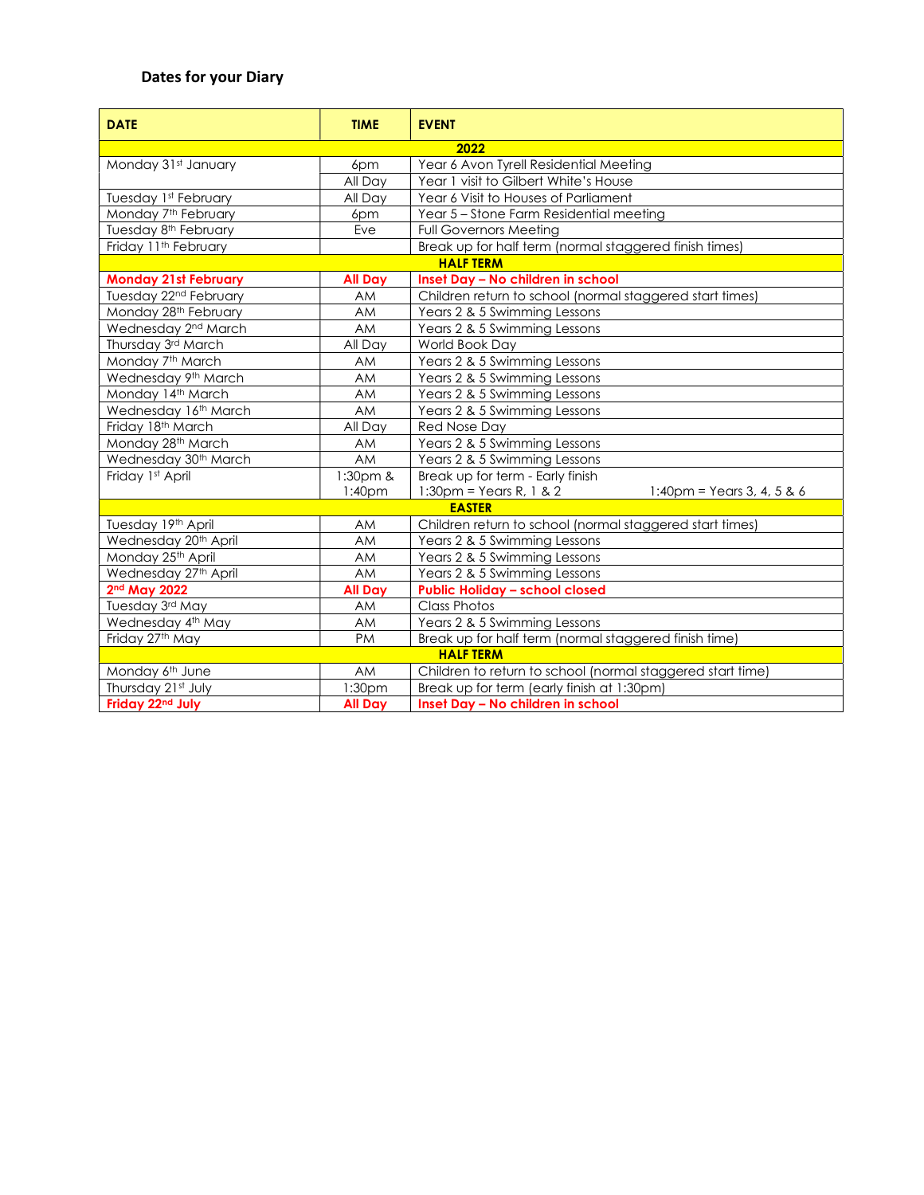## Dates for your Diary

| DATE | TIME | EVENT |
|---|---|---|
| | | **2022** |
| Monday 31st January | 6pm | Year 6 Avon Tyrell Residential Meeting |
| | All Day | Year 1 visit to Gilbert White's House |
| Tuesday 1st February | All Day | Year 6 Visit to Houses of Parliament |
| Monday 7th February | 6pm | Year 5 – Stone Farm Residential meeting |
| Tuesday 8th February | Eve | Full Governors Meeting |
| Friday 11th February | | Break up for half term (normal staggered finish times) |
| | | **HALF TERM** |
| **Monday 21st February** | **All Day** | **Inset Day – No children in school** |
| Tuesday 22nd February | AM | Children return to school (normal staggered start times) |
| Monday 28th February | AM | Years 2 & 5 Swimming Lessons |
| Wednesday 2nd March | AM | Years 2 & 5 Swimming Lessons |
| Thursday 3rd March | All Day | World Book Day |
| Monday 7th March | AM | Years 2 & 5 Swimming Lessons |
| Wednesday 9th March | AM | Years 2 & 5 Swimming Lessons |
| Monday 14th March | AM | Years 2 & 5 Swimming Lessons |
| Wednesday 16th March | AM | Years 2 & 5 Swimming Lessons |
| Friday 18th March | All Day | Red Nose Day |
| Monday 28th March | AM | Years 2 & 5 Swimming Lessons |
| Wednesday 30th March | AM | Years 2 & 5 Swimming Lessons |
| Friday 1st April | 1:30pm & 1:40pm | Break up for term - Early finish 1:30pm = Years R, 1 & 2 1:40pm = Years 3, 4, 5 & 6 |
| | | **EASTER** |
| Tuesday 19th April | AM | Children return to school (normal staggered start times) |
| Wednesday 20th April | AM | Years 2 & 5 Swimming Lessons |
| Monday 25th April | AM | Years 2 & 5 Swimming Lessons |
| Wednesday 27th April | AM | Years 2 & 5 Swimming Lessons |
| **2nd May 2022** | **All Day** | **Public Holiday – school closed** |
| Tuesday 3rd May | AM | Class Photos |
| Wednesday 4th May | AM | Years 2 & 5 Swimming Lessons |
| Friday 27th May | PM | Break up for half term (normal staggered finish time) |
| | | **HALF TERM** |
| Monday 6th June | AM | Children to return to school (normal staggered start time) |
| Thursday 21st July | 1:30pm | Break up for term (early finish at 1:30pm) |
| **Friday 22nd July** | **All Day** | **Inset Day – No children in school** |